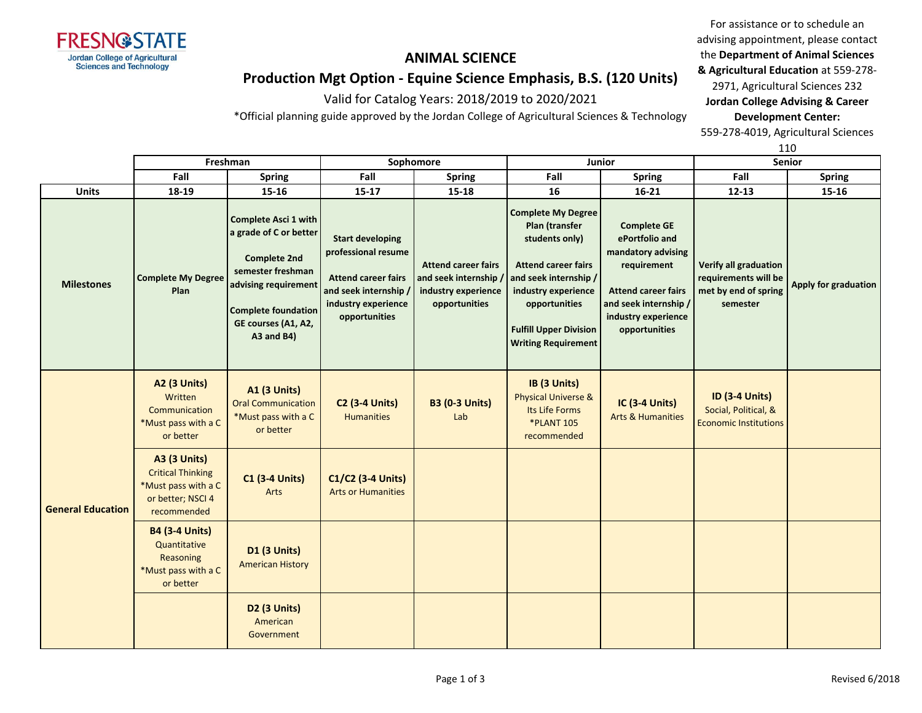FRESNO STATE
Jordan College of Agricultural Sciences and Technology

# ANIMAL SCIENCE

## Production Mgt Option - Equine Science Emphasis, B.S. (120 Units)

Valid for Catalog Years: 2018/2019 to 2020/2021

*Official planning guide approved by the Jordan College of Agricultural Sciences & Technology

For assistance or to schedule an advising appointment, please contact the **Department of Animal Sciences & Agricultural Education** at 559-278-2971, Agricultural Sciences 232
**Jordan College Advising & Career Development Center:** 559-278-4019, Agricultural Sciences 110

| | Freshman | | Sophomore | | Junior | | Senior | |
|---|---|---|---|---|---|---|---|---|
| | Fall | Spring | Fall | Spring | Fall | Spring | Fall | Spring |
| **Units** | 18-19 | 15-16 | 15-17 | 15-18 | 16 | 16-21 | 12-13 | 15-16 |
| **Milestones** | **Complete My Degree Plan** | **Complete Asci 1 with a grade of C or better**<br><br>**Complete 2nd semester freshman advising requirement**<br><br>**Complete foundation GE courses (A1, A2, A3 and B4)** | **Start developing professional resume**<br><br>**Attend career fairs and seek internship / industry experience opportunities** | **Attend career fairs and seek internship / industry experience opportunities** | **Complete My Degree Plan (transfer students only)**<br><br>**Attend career fairs and seek internship / industry experience opportunities**<br><br>**Fulfill Upper Division Writing Requirement** | **Complete GE ePortfolio and mandatory advising requirement**<br><br>**Attend career fairs and seek internship / industry experience opportunities** | **Verify all graduation requirements will be met by end of spring semester** | **Apply for graduation** |
| **General Education** | **A2 (3 Units)** Written Communication *Must pass with a C or better | **A1 (3 Units)** Oral Communication *Must pass with a C or better | **C2 (3-4 Units)** Humanities | **B3 (0-3 Units)** Lab | **IB (3 Units)** Physical Universe & Its Life Forms *PLANT 105 recommended | **IC (3-4 Units)** Arts & Humanities | **ID (3-4 Units)** Social, Political, & Economic Institutions | |
| | **A3 (3 Units)** Critical Thinking *Must pass with a C or better; NSCI 4 recommended | **C1 (3-4 Units)** Arts | **C1/C2 (3-4 Units)** Arts or Humanities | | | | | |
| | **B4 (3-4 Units)** Quantitative Reasoning *Must pass with a C or better | **D1 (3 Units)** American History | | | | | | |
| | | **D2 (3 Units)** American Government | | | | | | |

Revised 6/2018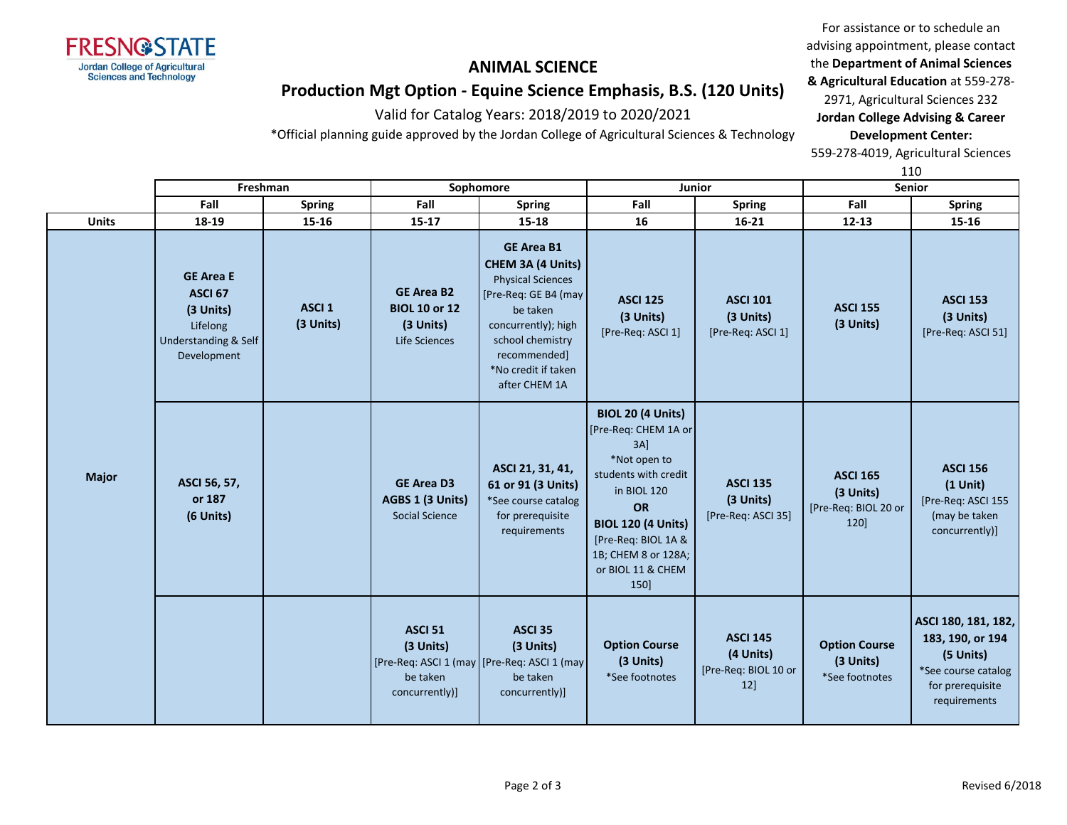# ANIMAL SCIENCE

## Production Mgt Option - Equine Science Emphasis, B.S. (120 Units)

Valid for Catalog Years: 2018/2019 to 2020/2021

*Official planning guide approved by the Jordan College of Agricultural Sciences & Technology

For assistance or to schedule an advising appointment, please contact the **Department of Animal Sciences & Agricultural Education** at 559-278-2971, Agricultural Sciences 232
**Jordan College Advising & Career Development Center:**
559-278-4019, Agricultural Sciences 110

| | Freshman | | Sophomore | | Junior | | Senior | |
|---|---|---|---|---|---|---|---|---|
| | Fall | Spring | Fall | Spring | Fall | Spring | Fall | Spring |
| **Units** | 18-19 | 15-16 | 15-17 | 15-18 | 16 | 16-21 | 12-13 | 15-16 |
| **Major** | **GE Area E ASCI 67 (3 Units)** Lifelong Understanding & Self Development | **ASCI 1 (3 Units)** | **GE Area B2 BIOL 10 or 12 (3 Units)** Life Sciences | **GE Area B1 CHEM 3A (4 Units)** Physical Sciences [Pre-Req: GE B4 (may be taken concurrently); high school chemistry recommended] *No credit if taken after CHEM 1A | **ASCI 125 (3 Units)** [Pre-Req: ASCI 1] | **ASCI 101 (3 Units)** [Pre-Req: ASCI 1] | **ASCI 155 (3 Units)** | **ASCI 153 (3 Units)** [Pre-Req: ASCI 51] |
| | **ASCI 56, 57, or 187 (6 Units)** | | **GE Area D3 AGBS 1 (3 Units)** Social Science | **ASCI 21, 31, 41, 61 or 91 (3 Units)** *See course catalog for prerequisite requirements | **BIOL 20 (4 Units)** [Pre-Req: CHEM 1A or 3A] *Not open to students with credit in BIOL 120 **OR** **BIOL 120 (4 Units)** [Pre-Req: BIOL 1A & 1B; CHEM 8 or 128A; or BIOL 11 & CHEM 150] | **ASCI 135 (3 Units)** [Pre-Req: ASCI 35] | **ASCI 165 (3 Units)** [Pre-Req: BIOL 20 or 120] | **ASCI 156 (1 Unit)** [Pre-Req: ASCI 155 (may be taken concurrently)] |
| | | | **ASCI 51 (3 Units)** [Pre-Req: ASCI 1 (may be taken concurrently)] | **ASCI 35 (3 Units)** [Pre-Req: ASCI 1 (may be taken concurrently)] | **Option Course (3 Units)** *See footnotes | **ASCI 145 (4 Units)** [Pre-Req: BIOL 10 or 12] | **Option Course (3 Units)** *See footnotes | **ASCI 180, 181, 182, 183, 190, or 194 (5 Units)** *See course catalog for prerequisite requirements |

Revised 6/2018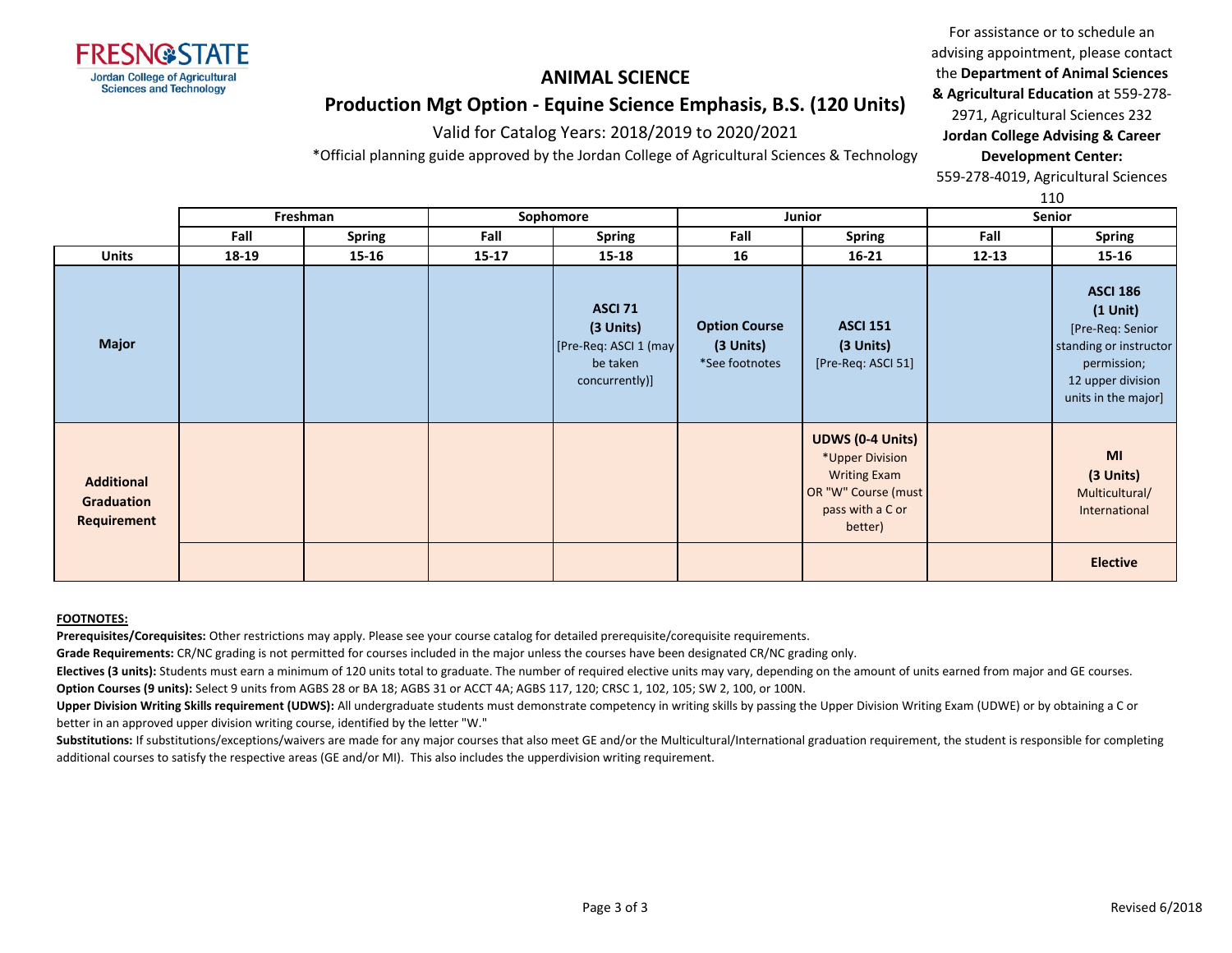**FRESNO STATE**
Jordan College of Agricultural Sciences and Technology

# ANIMAL SCIENCE

## Production Mgt Option - Equine Science Emphasis, B.S. (120 Units)

Valid for Catalog Years: 2018/2019 to 2020/2021

*Official planning guide approved by the Jordan College of Agricultural Sciences & Technology

For assistance or to schedule an advising appointment, please contact the **Department of Animal Sciences & Agricultural Education** at 559-278-2971, Agricultural Sciences 232
**Jordan College Advising & Career Development Center:** 559-278-4019, Agricultural Sciences 110

| | Freshman | | Sophomore | | Junior | | Senior | |
|---|---|---|---|---|---|---|---|---|
| | Fall | Spring | Fall | Spring | Fall | Spring | Fall | Spring |
| **Units** | 18-19 | 15-16 | 15-17 | 15-18 | 16 | 16-21 | 12-13 | 15-16 |
| **Major** | | | | **ASCI 71 (3 Units)** [Pre-Req: ASCI 1 (may be taken concurrently)] | **Option Course (3 Units)** *See footnotes | **ASCI 151 (3 Units)** [Pre-Req: ASCI 51] | | **ASCI 186 (1 Unit)** [Pre-Req: Senior standing or instructor permission; 12 upper division units in the major] |
| **Additional Graduation Requirement** | | | | | | **UDWS (0-4 Units)** *Upper Division Writing Exam OR "W" Course (must pass with a C or better) | | **MI (3 Units)** Multicultural/ International |
| | | | | | | | | **Elective** |

**FOOTNOTES:**

**Prerequisites/Corequisites:** Other restrictions may apply. Please see your course catalog for detailed prerequisite/corequisite requirements.

**Grade Requirements:** CR/NC grading is not permitted for courses included in the major unless the courses have been designated CR/NC grading only.

**Electives (3 units):** Students must earn a minimum of 120 units total to graduate. The number of required elective units may vary, depending on the amount of units earned from major and GE courses.

**Option Courses (9 units):** Select 9 units from AGBS 28 or BA 18; AGBS 31 or ACCT 4A; AGBS 117, 120; CRSC 1, 102, 105; SW 2, 100, or 100N.

**Upper Division Writing Skills requirement (UDWS):** All undergraduate students must demonstrate competency in writing skills by passing the Upper Division Writing Exam (UDWE) or by obtaining a C or better in an approved upper division writing course, identified by the letter "W."

**Substitutions:** If substitutions/exceptions/waivers are made for any major courses that also meet GE and/or the Multicultural/International graduation requirement, the student is responsible for completing additional courses to satisfy the respective areas (GE and/or MI). This also includes the upperdivision writing requirement.

Revised 6/2018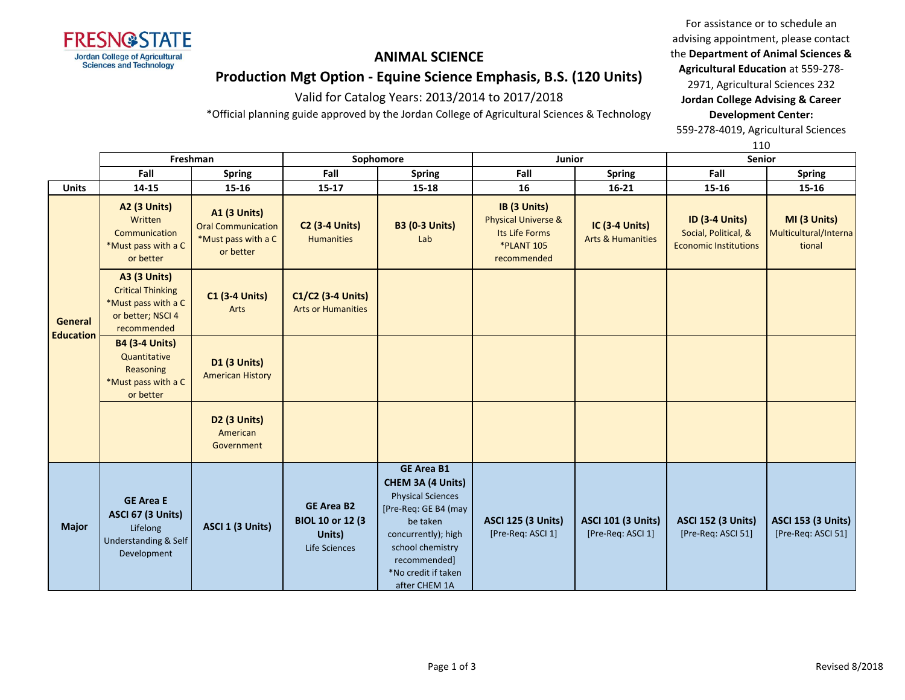# ANIMAL SCIENCE

## Production Mgt Option - Equine Science Emphasis, B.S. (120 Units)

Valid for Catalog Years: 2013/2014 to 2017/2018

*Official planning guide approved by the Jordan College of Agricultural Sciences & Technology

For assistance or to schedule an advising appointment, please contact the **Department of Animal Sciences & Agricultural Education** at 559-278-2971, Agricultural Sciences 232
**Jordan College Advising & Career Development Center:** 559-278-4019, Agricultural Sciences 110

| | Freshman | | Sophomore | | Junior | | Senior | |
|---|---|---|---|---|---|---|---|---|
| | Fall | Spring | Fall | Spring | Fall | Spring | Fall | Spring |
| **Units** | 14-15 | 15-16 | 15-17 | 15-18 | 16 | 16-21 | 15-16 | 15-16 |
| **General Education** | **A2 (3 Units)** Written Communication *Must pass with a C or better | **A1 (3 Units)** Oral Communication *Must pass with a C or better | **C2 (3-4 Units)** Humanities | **B3 (0-3 Units)** Lab | **IB (3 Units)** Physical Universe & Its Life Forms *PLANT 105 recommended | **IC (3-4 Units)** Arts & Humanities | **ID (3-4 Units)** Social, Political, & Economic Institutions | **MI (3 Units)** Multicultural/International |
| | **A3 (3 Units)** Critical Thinking *Must pass with a C or better; NSCI 4 recommended | **C1 (3-4 Units)** Arts | **C1/C2 (3-4 Units)** Arts or Humanities | | | | | |
| | **B4 (3-4 Units)** Quantitative Reasoning *Must pass with a C or better | **D1 (3 Units)** American History | | | | | | |
| | | **D2 (3 Units)** American Government | | | | | | |
| **Major** | **GE Area E ASCI 67 (3 Units)** Lifelong Understanding & Self Development | **ASCI 1 (3 Units)** | **GE Area B2 BIOL 10 or 12 (3 Units)** Life Sciences | **GE Area B1 CHEM 3A (4 Units)** Physical Sciences [Pre-Req: GE B4 (may be taken concurrently); high school chemistry recommended] *No credit if taken after CHEM 1A | **ASCI 125 (3 Units)** [Pre-Req: ASCI 1] | **ASCI 101 (3 Units)** [Pre-Req: ASCI 1] | **ASCI 152 (3 Units)** [Pre-Req: ASCI 51] | **ASCI 153 (3 Units)** [Pre-Req: ASCI 51] |

Revised 8/2018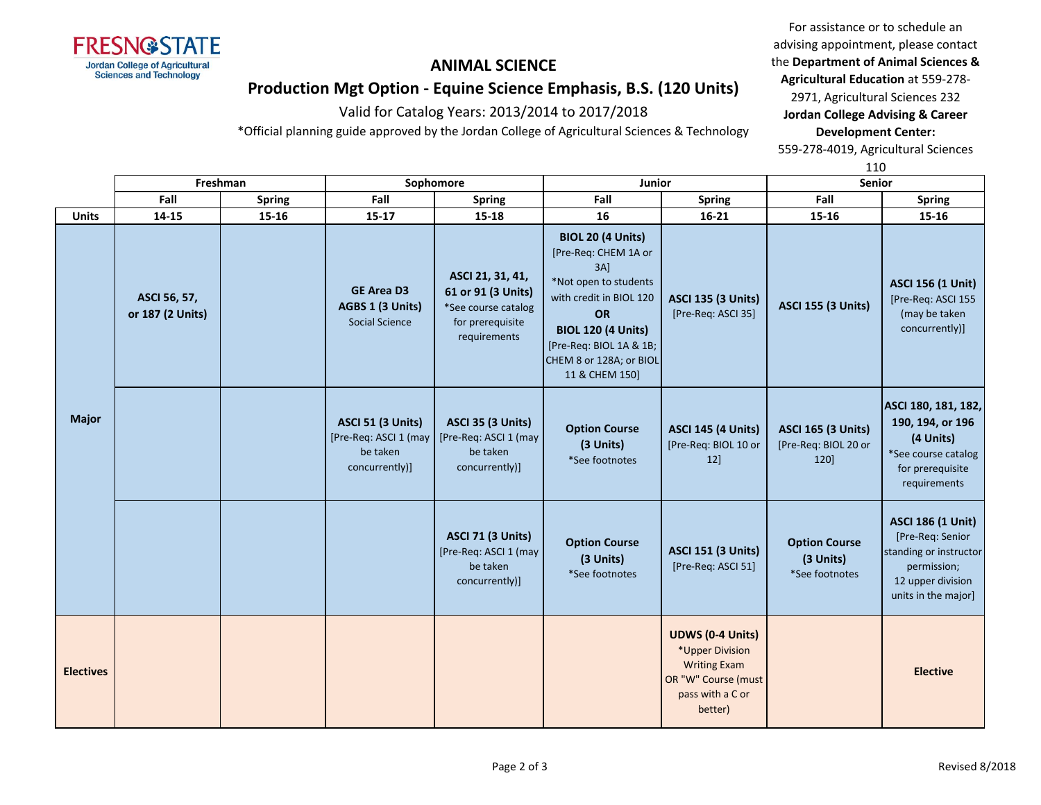# ANIMAL SCIENCE

## Production Mgt Option - Equine Science Emphasis, B.S. (120 Units)

Valid for Catalog Years: 2013/2014 to 2017/2018

*Official planning guide approved by the Jordan College of Agricultural Sciences & Technology

For assistance or to schedule an advising appointment, please contact the **Department of Animal Sciences & Agricultural Education** at 559-278-2971, Agricultural Sciences 232
**Jordan College Advising & Career Development Center:**
559-278-4019, Agricultural Sciences 110

| | Freshman | | Sophomore | | Junior | | Senior | |
|---|---|---|---|---|---|---|---|---|
| | Fall | Spring | Fall | Spring | Fall | Spring | Fall | Spring |
| **Units** | 14-15 | 15-16 | 15-17 | 15-18 | 16 | 16-21 | 15-16 | 15-16 |
| **Major** | **ASCI 56, 57, or 187 (2 Units)** | | **GE Area D3 AGBS 1 (3 Units)** Social Science | **ASCI 21, 31, 41, 61 or 91 (3 Units)** *See course catalog for prerequisite requirements | **BIOL 20 (4 Units)** [Pre-Req: CHEM 1A or 3A] *Not open to students with credit in BIOL 120 **OR** **BIOL 120 (4 Units)** [Pre-Req: BIOL 1A & 1B; CHEM 8 or 128A; or BIOL 11 & CHEM 150] | **ASCI 135 (3 Units)** [Pre-Req: ASCI 35] | **ASCI 155 (3 Units)** | **ASCI 156 (1 Unit)** [Pre-Req: ASCI 155 (may be taken concurrently)] |
| | | | **ASCI 51 (3 Units)** [Pre-Req: ASCI 1 (may be taken concurrently)] | **ASCI 35 (3 Units)** [Pre-Req: ASCI 1 (may be taken concurrently)] | **Option Course (3 Units)** *See footnotes | **ASCI 145 (4 Units)** [Pre-Req: BIOL 10 or 12] | **ASCI 165 (3 Units)** [Pre-Req: BIOL 20 or 120] | **ASCI 180, 181, 182, 190, 194, or 196 (4 Units)** *See course catalog for prerequisite requirements |
| | | | | **ASCI 71 (3 Units)** [Pre-Req: ASCI 1 (may be taken concurrently)] | **Option Course (3 Units)** *See footnotes | **ASCI 151 (3 Units)** [Pre-Req: ASCI 51] | **Option Course (3 Units)** *See footnotes | **ASCI 186 (1 Unit)** [Pre-Req: Senior standing or instructor permission; 12 upper division units in the major] |
| **Electives** | | | | | | **UDWS (0-4 Units)** *Upper Division Writing Exam OR "W" Course (must pass with a C or better) | | **Elective** |

Revised 8/2018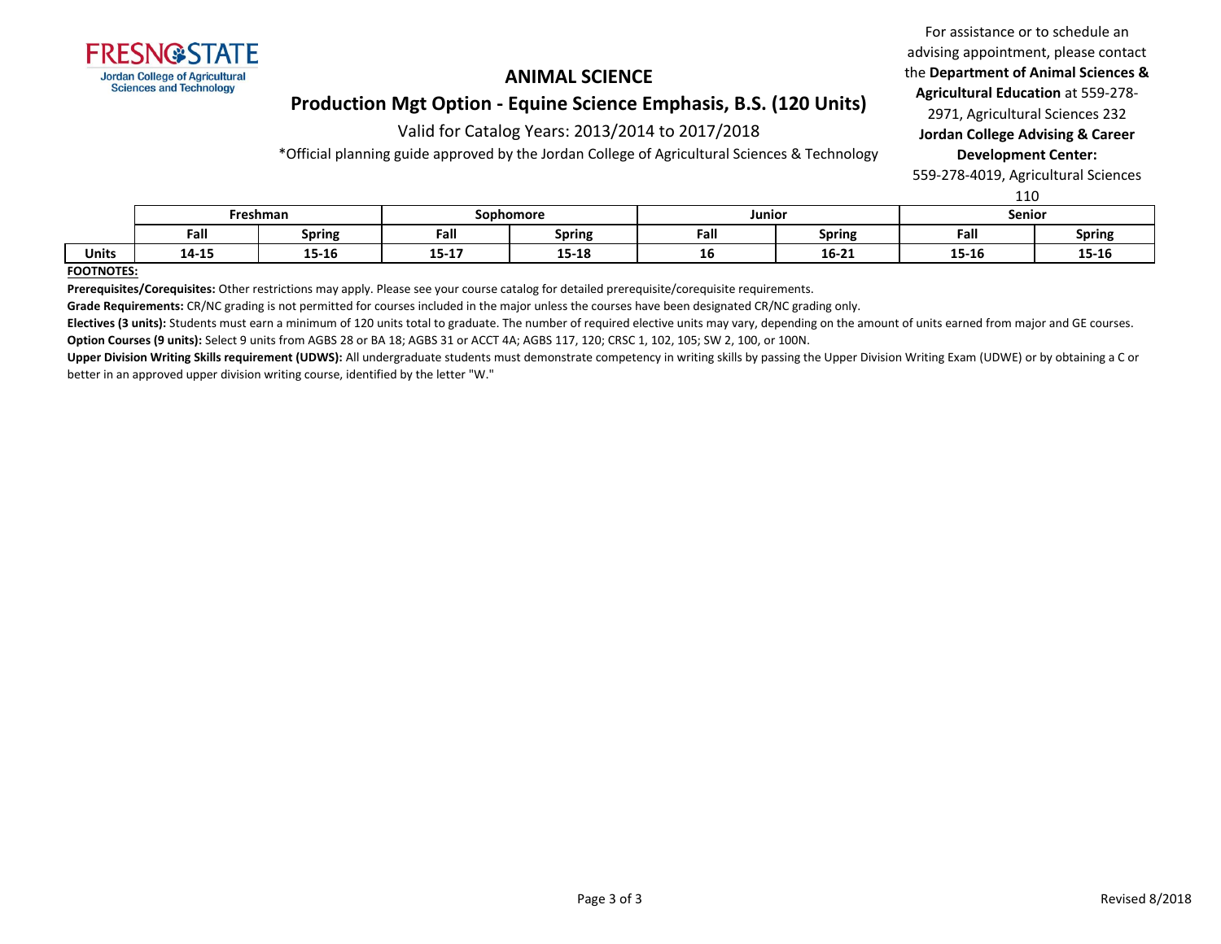FRESNO STATE
Jordan College of Agricultural Sciences and Technology

# ANIMAL SCIENCE

## Production Mgt Option - Equine Science Emphasis, B.S. (120 Units)

Valid for Catalog Years: 2013/2014 to 2017/2018

*Official planning guide approved by the Jordan College of Agricultural Sciences & Technology

For assistance or to schedule an advising appointment, please contact the **Department of Animal Sciences & Agricultural Education** at 559-278-2971, Agricultural Sciences 232
**Jordan College Advising & Career Development Center:**
559-278-4019, Agricultural Sciences 110

| | Freshman | | Sophomore | | Junior | | Senior | |
|---|---|---|---|---|---|---|---|---|
| | **Fall** | **Spring** | **Fall** | **Spring** | **Fall** | **Spring** | **Fall** | **Spring** |
| **Units** | **14-15** | **15-16** | **15-17** | **15-18** | **16** | **16-21** | **15-16** | **15-16** |

**FOOTNOTES:**

**Prerequisites/Corequisites:** Other restrictions may apply. Please see your course catalog for detailed prerequisite/corequisite requirements.

**Grade Requirements:** CR/NC grading is not permitted for courses included in the major unless the courses have been designated CR/NC grading only.

**Electives (3 units):** Students must earn a minimum of 120 units total to graduate. The number of required elective units may vary, depending on the amount of units earned from major and GE courses.

**Option Courses (9 units):** Select 9 units from AGBS 28 or BA 18; AGBS 31 or ACCT 4A; AGBS 117, 120; CRSC 1, 102, 105; SW 2, 100, or 100N.

**Upper Division Writing Skills requirement (UDWS):** All undergraduate students must demonstrate competency in writing skills by passing the Upper Division Writing Exam (UDWE) or by obtaining a C or better in an approved upper division writing course, identified by the letter "W."

Revised 8/2018